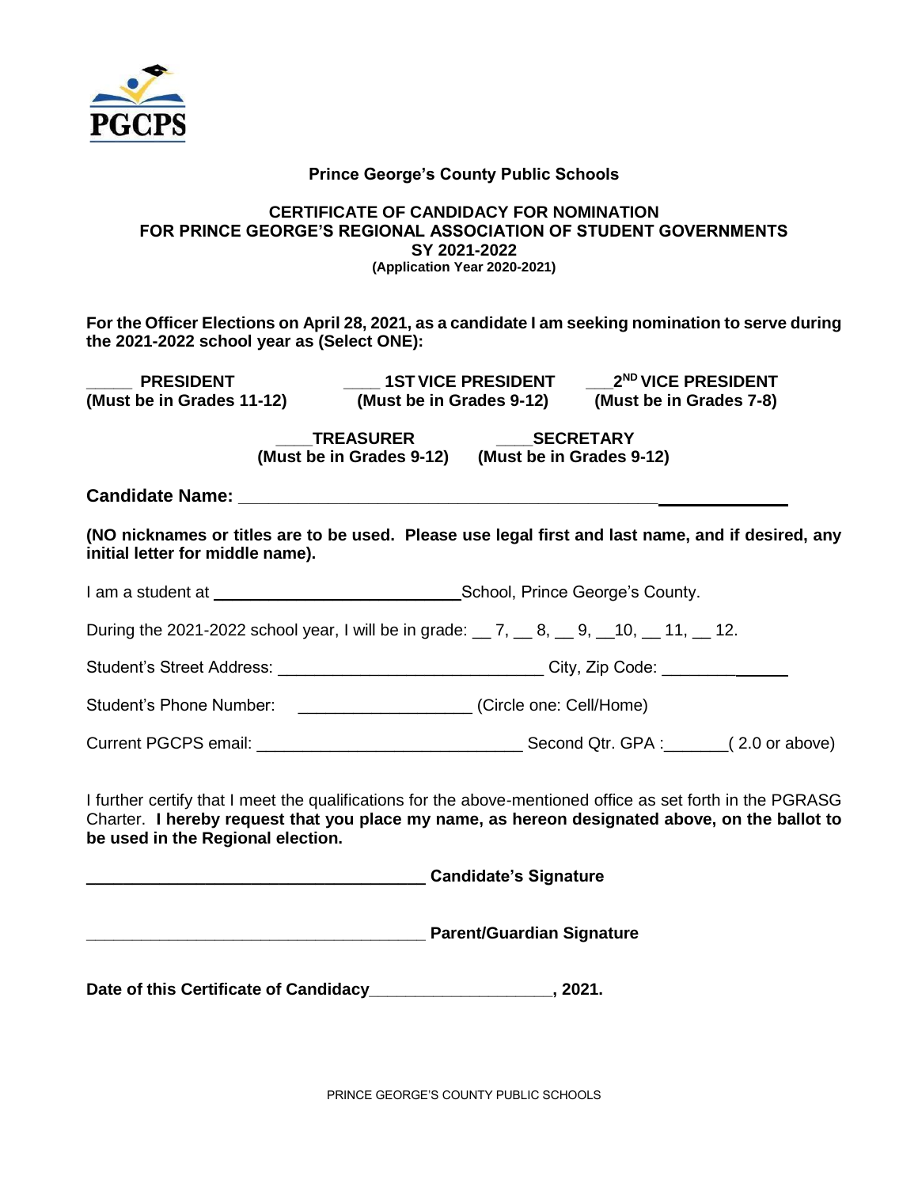PGCPS

**Prince George's County Public Schools**

**CERTIFICATE OF CANDIDACY FOR NOMINATION**
**FOR PRINCE GEORGE'S REGIONAL ASSOCIATION OF STUDENT GOVERNMENTS**
**SY 2021-2022**
**(Application Year 2020-2021)**

**For the Officer Elections on April 28, 2021, as a candidate I am seeking nomination to serve during the 2021-2022 school year as (Select ONE):**

_____ **PRESIDENT** **(Must be in Grades 11-12)**

____ **1ST VICE PRESIDENT** **(Must be in Grades 9-12)**

___ **2ND VICE PRESIDENT** **(Must be in Grades 7-8)**

____ **TREASURER** **(Must be in Grades 9-12)**

____ **SECRETARY** **(Must be in Grades 9-12)**

**Candidate Name:** ____________________________________________________________

**(NO nicknames or titles are to be used. Please use legal first and last name, and if desired, any initial letter for middle name).**

I am a student at ____________________________ School, Prince George's County.

During the 2021-2022 school year, I will be in grade: __ 7, __ 8, __ 9, __10, __ 11, __ 12.

Student's Street Address: ______________________________ City, Zip Code: ______________

Student's Phone Number: ___________________ (Circle one: Cell/Home)

Current PGCPS email: ______________________________ Second Qtr. GPA :_______( 2.0 or above)

I further certify that I meet the qualifications for the above-mentioned office as set forth in the PGRASG Charter. **I hereby request that you place my name, as hereon designated above, on the ballot to be used in the Regional election.**

**______________________________________ Candidate's Signature**

**______________________________________ Parent/Guardian Signature**

**Date of this Certificate of Candidacy____________________, 2021.**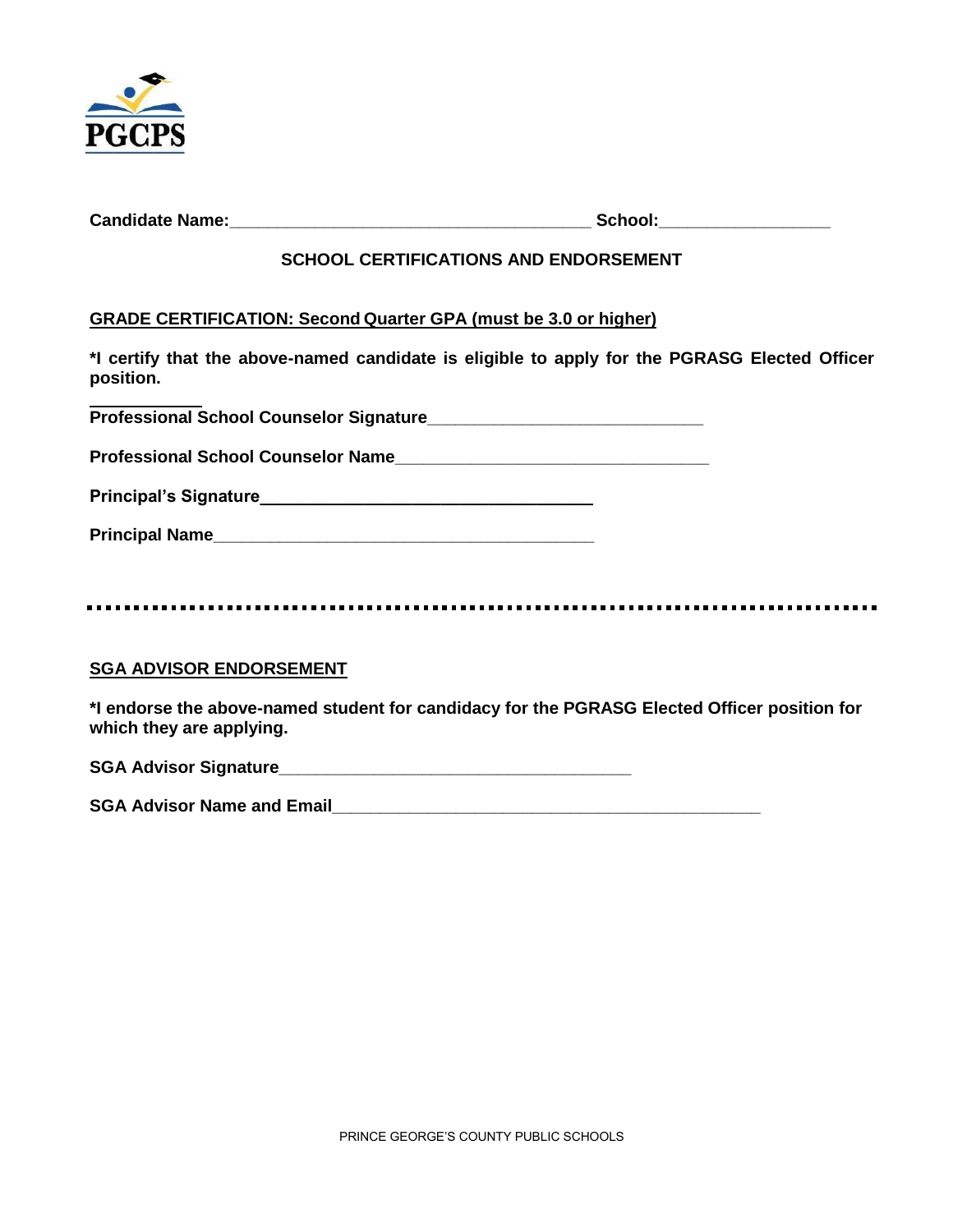Candidate Name:______________________________________ School:_________________

## SCHOOL CERTIFICATIONS AND ENDORSEMENT

**GRADE CERTIFICATION: Second Quarter GPA (must be 3.0 or higher)**

**\*I certify that the above-named candidate is eligible to apply for the PGRASG Elected Officer position.**

**Professional School Counselor Signature**_____________________________

**Professional School Counselor Name**_________________________________

**Principal's Signature**___________________________________

**Principal Name**__________________________________________

---

**SGA ADVISOR ENDORSEMENT**

**\*I endorse the above-named student for candidacy for the PGRASG Elected Officer position for which they are applying.**

**SGA Advisor Signature**_____________________________________

**SGA Advisor Name and Email**_____________________________________________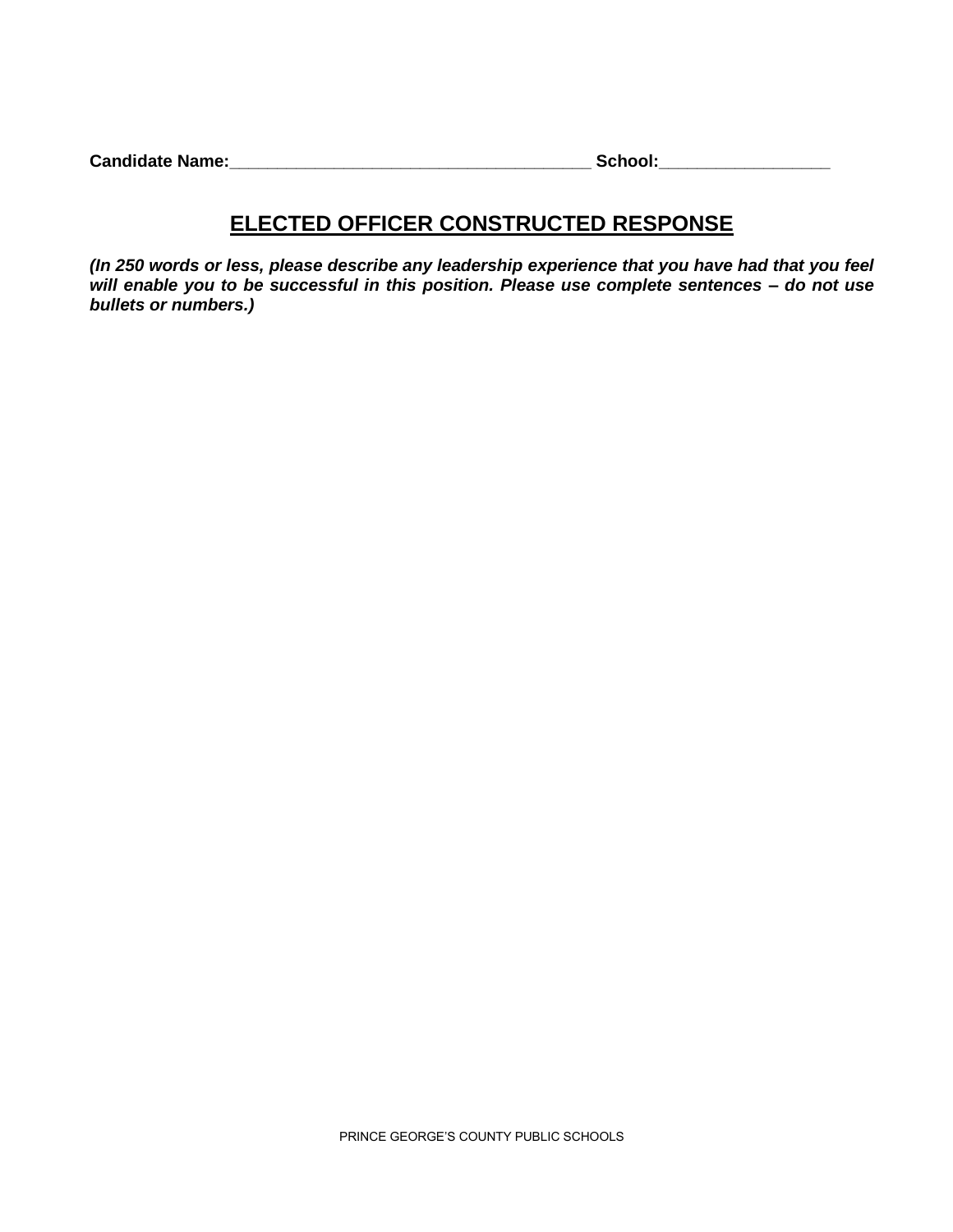**Candidate Name:**_______________________________________ **School:**__________________

## ELECTED OFFICER CONSTRUCTED RESPONSE

***(In 250 words or less, please describe any leadership experience that you have had that you feel will enable you to be successful in this position. Please use complete sentences – do not use bullets or numbers.)***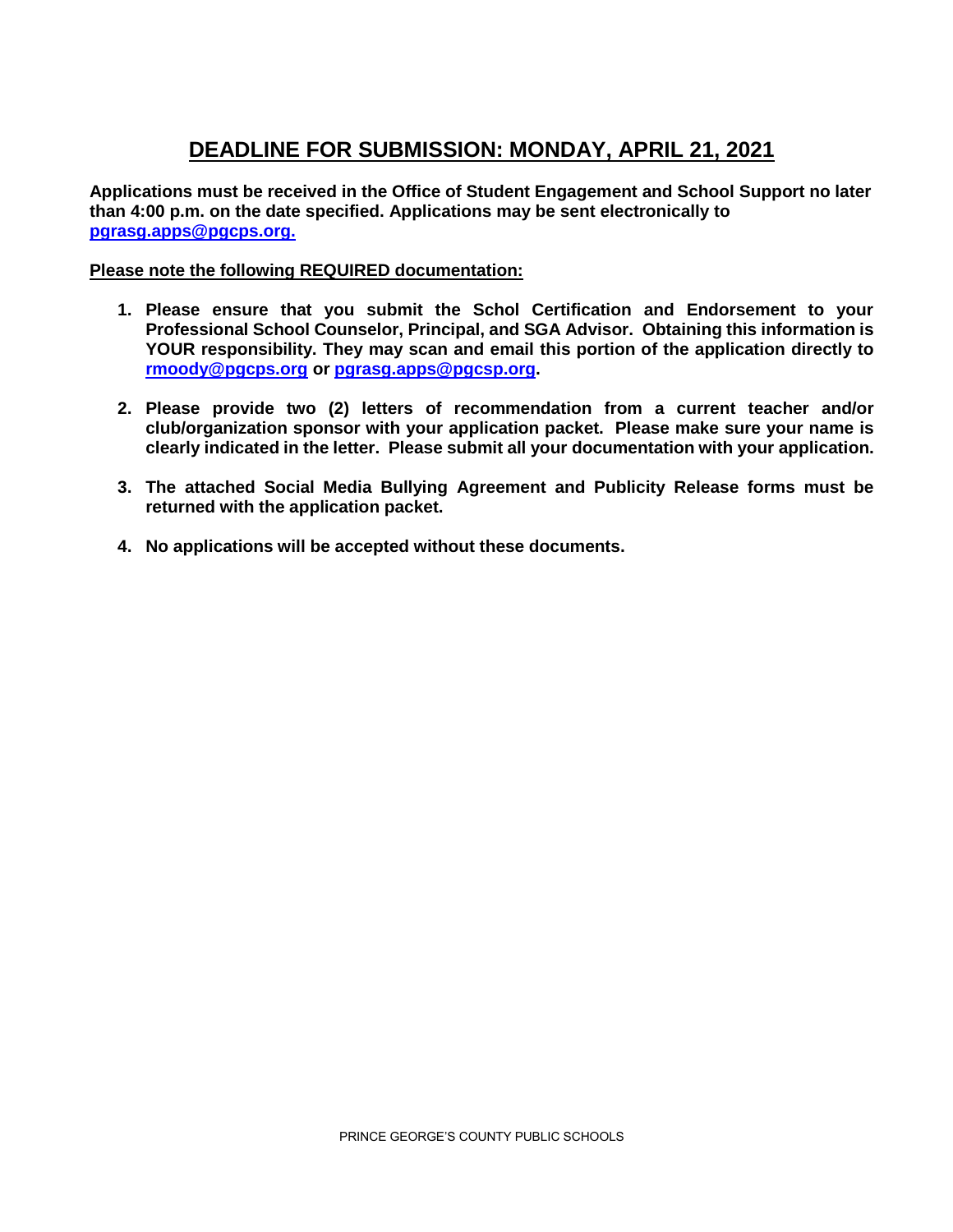# DEADLINE FOR SUBMISSION: MONDAY, APRIL 21, 2021

**Applications must be received in the Office of Student Engagement and School Support no later than 4:00 p.m. on the date specified. Applications may be sent electronically to [pgrasg.apps@pgcps.org.](mailto:pgrasg.apps@pgcps.org)**

**Please note the following REQUIRED documentation:**

1. **Please ensure that you submit the Schol Certification and Endorsement to your Professional School Counselor, Principal, and SGA Advisor. Obtaining this information is YOUR responsibility. They may scan and email this portion of the application directly to [rmoody@pgcps.org](mailto:rmoody@pgcps.org) or [pgrasg.apps@pgcsp.org](mailto:pgrasg.apps@pgcsp.org).**

2. **Please provide two (2) letters of recommendation from a current teacher and/or club/organization sponsor with your application packet. Please make sure your name is clearly indicated in the letter. Please submit all your documentation with your application.**

3. **The attached Social Media Bullying Agreement and Publicity Release forms must be returned with the application packet.**

4. **No applications will be accepted without these documents.**

PRINCE GEORGE'S COUNTY PUBLIC SCHOOLS